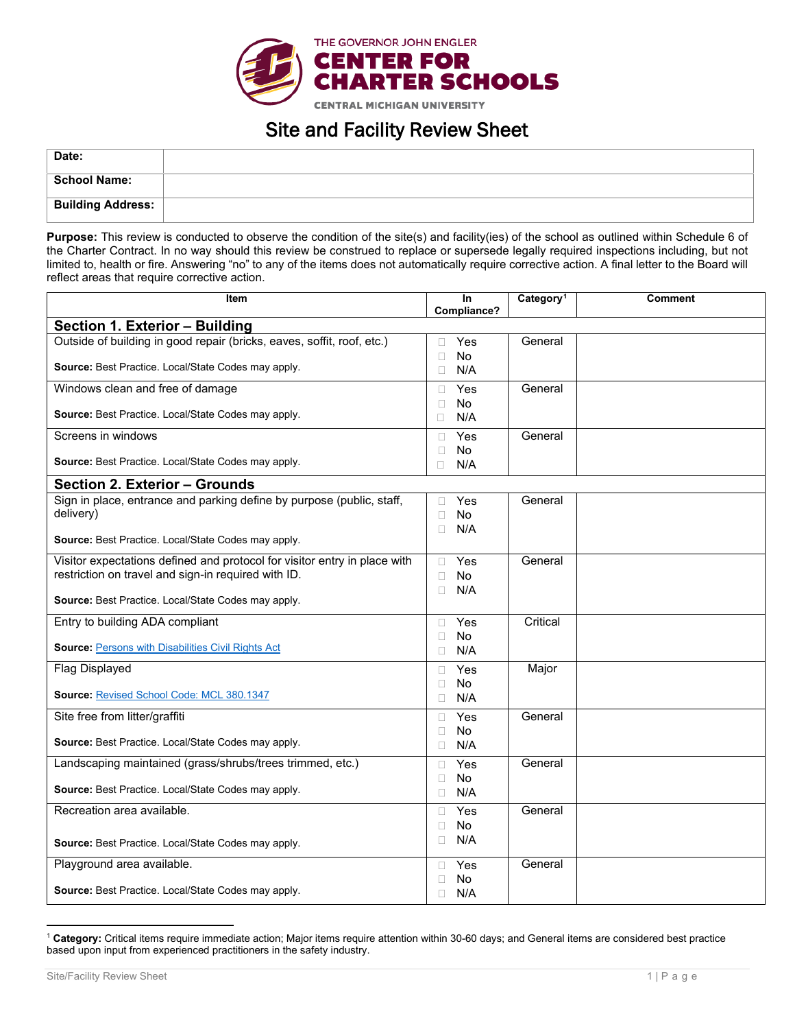THE GOVERNOR JOHN ENGLER
**CENTER FOR CHARTER SCHOOLS**
CENTRAL MICHIGAN UNIVERSITY

# Site and Facility Review Sheet

| **Date:** | |
|---|---|
| **School Name:** | |
| **Building Address:** | |

**Purpose:** This review is conducted to observe the condition of the site(s) and facility(ies) of the school as outlined within Schedule 6 of the Charter Contract. In no way should this review be construed to replace or supersede legally required inspections including, but not limited to, health or fire. Answering "no" to any of the items does not automatically require corrective action. A final letter to the Board will reflect areas that require corrective action.

| Item | In Compliance? | Category[1] | Comment |
|---|---|---|---|
| **Section 1. Exterior – Building** | | | |
| Outside of building in good repair (bricks, eaves, soffit, roof, etc.)<br><br>**Source:** Best Practice. Local/State Codes may apply. | ☐ Yes<br>☐ No<br>☐ N/A | General | |
| Windows clean and free of damage<br><br>**Source:** Best Practice. Local/State Codes may apply. | ☐ Yes<br>☐ No<br>☐ N/A | General | |
| Screens in windows<br><br>**Source:** Best Practice. Local/State Codes may apply. | ☐ Yes<br>☐ No<br>☐ N/A | General | |
| **Section 2. Exterior – Grounds** | | | |
| Sign in place, entrance and parking define by purpose (public, staff, delivery)<br><br>**Source:** Best Practice. Local/State Codes may apply. | ☐ Yes<br>☐ No<br>☐ N/A | General | |
| Visitor expectations defined and protocol for visitor entry in place with restriction on travel and sign-in required with ID.<br><br>**Source:** Best Practice. Local/State Codes may apply. | ☐ Yes<br>☐ No<br>☐ N/A | General | |
| Entry to building ADA compliant<br><br>**Source:** Persons with Disabilities Civil Rights Act | ☐ Yes<br>☐ No<br>☐ N/A | Critical | |
| Flag Displayed<br><br>**Source:** Revised School Code: MCL 380.1347 | ☐ Yes<br>☐ No<br>☐ N/A | Major | |
| Site free from litter/graffiti<br><br>**Source:** Best Practice. Local/State Codes may apply. | ☐ Yes<br>☐ No<br>☐ N/A | General | |
| Landscaping maintained (grass/shrubs/trees trimmed, etc.)<br><br>**Source:** Best Practice. Local/State Codes may apply. | ☐ Yes<br>☐ No<br>☐ N/A | General | |
| Recreation area available.<br><br>**Source:** Best Practice. Local/State Codes may apply. | ☐ Yes<br>☐ No<br>☐ N/A | General | |
| Playground area available.<br><br>**Source:** Best Practice. Local/State Codes may apply. | ☐ Yes<br>☐ No<br>☐ N/A | General | |

[1] **Category:** Critical items require immediate action; Major items require attention within 30-60 days; and General items are considered best practice based upon input from experienced practitioners in the safety industry.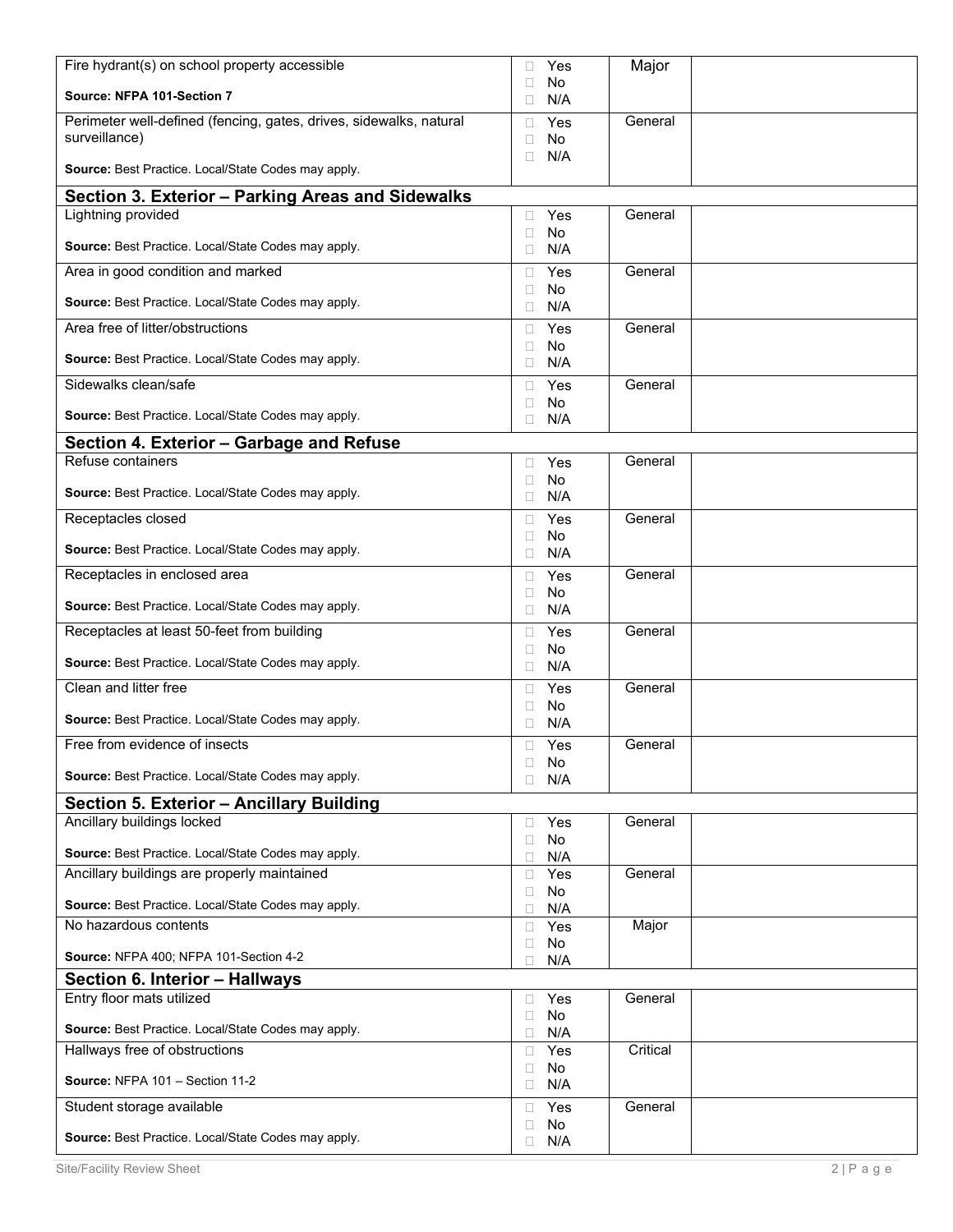| | | | |
|---|---|---|---|
| Fire hydrant(s) on school property accessible<br><br>**Source: NFPA 101-Section 7** | ☐ Yes<br>☐ No<br>☐ N/A | Major | |
| Perimeter well-defined (fencing, gates, drives, sidewalks, natural surveillance)<br><br>**Source:** Best Practice. Local/State Codes may apply. | ☐ Yes<br>☐ No<br>☐ N/A | General | |
| **Section 3. Exterior – Parking Areas and Sidewalks** | | | |
| Lightning provided<br><br>**Source:** Best Practice. Local/State Codes may apply. | ☐ Yes<br>☐ No<br>☐ N/A | General | |
| Area in good condition and marked<br><br>**Source:** Best Practice. Local/State Codes may apply. | ☐ Yes<br>☐ No<br>☐ N/A | General | |
| Area free of litter/obstructions<br><br>**Source:** Best Practice. Local/State Codes may apply. | ☐ Yes<br>☐ No<br>☐ N/A | General | |
| Sidewalks clean/safe<br><br>**Source:** Best Practice. Local/State Codes may apply. | ☐ Yes<br>☐ No<br>☐ N/A | General | |
| **Section 4. Exterior – Garbage and Refuse** | | | |
| Refuse containers<br><br>**Source:** Best Practice. Local/State Codes may apply. | ☐ Yes<br>☐ No<br>☐ N/A | General | |
| Receptacles closed<br><br>**Source:** Best Practice. Local/State Codes may apply. | ☐ Yes<br>☐ No<br>☐ N/A | General | |
| Receptacles in enclosed area<br><br>**Source:** Best Practice. Local/State Codes may apply. | ☐ Yes<br>☐ No<br>☐ N/A | General | |
| Receptacles at least 50-feet from building<br><br>**Source:** Best Practice. Local/State Codes may apply. | ☐ Yes<br>☐ No<br>☐ N/A | General | |
| Clean and litter free<br><br>**Source:** Best Practice. Local/State Codes may apply. | ☐ Yes<br>☐ No<br>☐ N/A | General | |
| Free from evidence of insects<br><br>**Source:** Best Practice. Local/State Codes may apply. | ☐ Yes<br>☐ No<br>☐ N/A | General | |
| **Section 5. Exterior – Ancillary Building** | | | |
| Ancillary buildings locked<br><br>**Source:** Best Practice. Local/State Codes may apply. | ☐ Yes<br>☐ No<br>☐ N/A | General | |
| Ancillary buildings are properly maintained<br><br>**Source:** Best Practice. Local/State Codes may apply. | ☐ Yes<br>☐ No<br>☐ N/A | General | |
| No hazardous contents<br><br>**Source:** NFPA 400; NFPA 101-Section 4-2 | ☐ Yes<br>☐ No<br>☐ N/A | Major | |
| **Section 6. Interior – Hallways** | | | |
| Entry floor mats utilized<br><br>**Source:** Best Practice. Local/State Codes may apply. | ☐ Yes<br>☐ No<br>☐ N/A | General | |
| Hallways free of obstructions<br><br>**Source:** NFPA 101 – Section 11-2 | ☐ Yes<br>☐ No<br>☐ N/A | Critical | |
| Student storage available<br><br>**Source:** Best Practice. Local/State Codes may apply. | ☐ Yes<br>☐ No<br>☐ N/A | General | |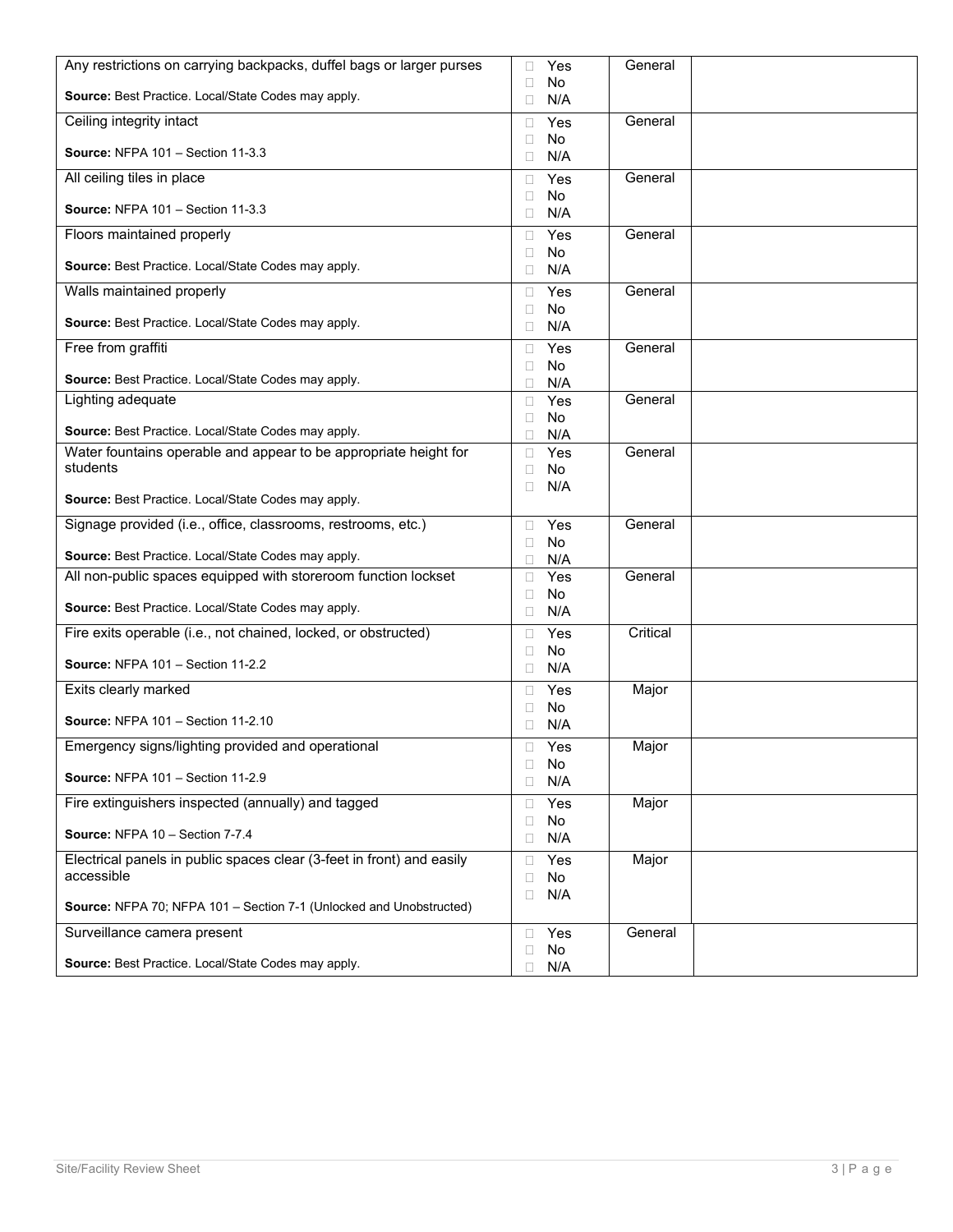| | | | |
|---|---|---|---|
| Any restrictions on carrying backpacks, duffel bags or larger purses<br><br>**Source:** Best Practice. Local/State Codes may apply. | □ Yes<br>□ No<br>□ N/A | General | |
| Ceiling integrity intact<br><br>**Source:** NFPA 101 – Section 11-3.3 | □ Yes<br>□ No<br>□ N/A | General | |
| All ceiling tiles in place<br><br>**Source:** NFPA 101 – Section 11-3.3 | □ Yes<br>□ No<br>□ N/A | General | |
| Floors maintained properly<br><br>**Source:** Best Practice. Local/State Codes may apply. | □ Yes<br>□ No<br>□ N/A | General | |
| Walls maintained properly<br><br>**Source:** Best Practice. Local/State Codes may apply. | □ Yes<br>□ No<br>□ N/A | General | |
| Free from graffiti<br><br>**Source:** Best Practice. Local/State Codes may apply. | □ Yes<br>□ No<br>□ N/A | General | |
| Lighting adequate<br><br>**Source:** Best Practice. Local/State Codes may apply. | □ Yes<br>□ No<br>□ N/A | General | |
| Water fountains operable and appear to be appropriate height for students<br><br>**Source:** Best Practice. Local/State Codes may apply. | □ Yes<br>□ No<br>□ N/A | General | |
| Signage provided (i.e., office, classrooms, restrooms, etc.)<br><br>**Source:** Best Practice. Local/State Codes may apply. | □ Yes<br>□ No<br>□ N/A | General | |
| All non-public spaces equipped with storeroom function lockset<br><br>**Source:** Best Practice. Local/State Codes may apply. | □ Yes<br>□ No<br>□ N/A | General | |
| Fire exits operable (i.e., not chained, locked, or obstructed)<br><br>**Source:** NFPA 101 – Section 11-2.2 | □ Yes<br>□ No<br>□ N/A | Critical | |
| Exits clearly marked<br><br>**Source:** NFPA 101 – Section 11-2.10 | □ Yes<br>□ No<br>□ N/A | Major | |
| Emergency signs/lighting provided and operational<br><br>**Source:** NFPA 101 – Section 11-2.9 | □ Yes<br>□ No<br>□ N/A | Major | |
| Fire extinguishers inspected (annually) and tagged<br><br>**Source:** NFPA 10 – Section 7-7.4 | □ Yes<br>□ No<br>□ N/A | Major | |
| Electrical panels in public spaces clear (3-feet in front) and easily accessible<br><br>**Source:** NFPA 70; NFPA 101 – Section 7-1 (Unlocked and Unobstructed) | □ Yes<br>□ No<br>□ N/A | Major | |
| Surveillance camera present<br><br>**Source:** Best Practice. Local/State Codes may apply. | □ Yes<br>□ No<br>□ N/A | General | |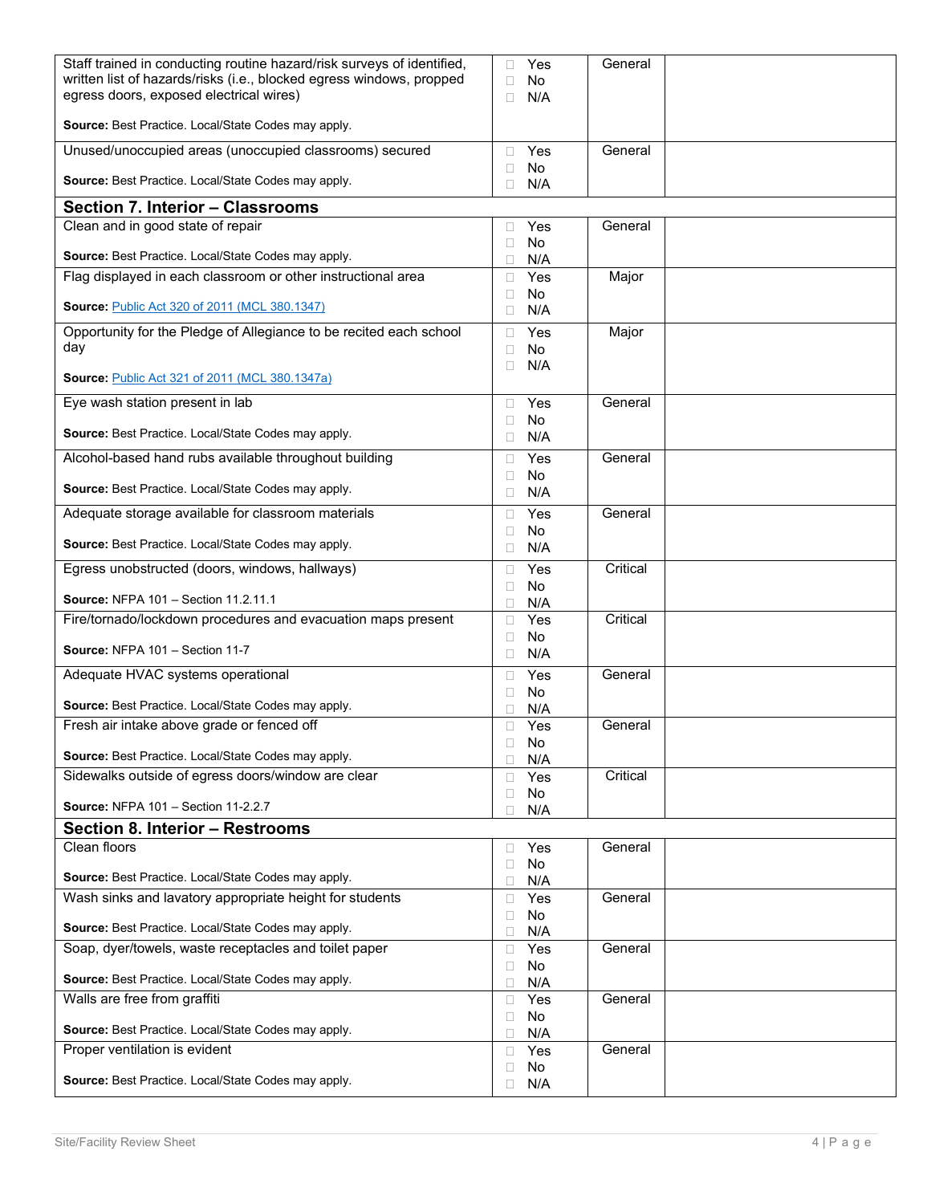| | | | |
|---|---|---|---|
| Staff trained in conducting routine hazard/risk surveys of identified, written list of hazards/risks (i.e., blocked egress windows, propped egress doors, exposed electrical wires)<br><br>**Source:** Best Practice. Local/State Codes may apply. | ☐ Yes<br>☐ No<br>☐ N/A | General | |
| Unused/unoccupied areas (unoccupied classrooms) secured<br><br>**Source:** Best Practice. Local/State Codes may apply. | ☐ Yes<br>☐ No<br>☐ N/A | General | |
| **Section 7. Interior – Classrooms** | | | |
| Clean and in good state of repair<br><br>**Source:** Best Practice. Local/State Codes may apply. | ☐ Yes<br>☐ No<br>☐ N/A | General | |
| Flag displayed in each classroom or other instructional area<br><br>**Source:** [Public Act 320 of 2011 (MCL 380.1347)]() | ☐ Yes<br>☐ No<br>☐ N/A | Major | |
| Opportunity for the Pledge of Allegiance to be recited each school day<br><br>**Source:** [Public Act 321 of 2011 (MCL 380.1347a)]() | ☐ Yes<br>☐ No<br>☐ N/A | Major | |
| Eye wash station present in lab<br><br>**Source:** Best Practice. Local/State Codes may apply. | ☐ Yes<br>☐ No<br>☐ N/A | General | |
| Alcohol-based hand rubs available throughout building<br><br>**Source:** Best Practice. Local/State Codes may apply. | ☐ Yes<br>☐ No<br>☐ N/A | General | |
| Adequate storage available for classroom materials<br><br>**Source:** Best Practice. Local/State Codes may apply. | ☐ Yes<br>☐ No<br>☐ N/A | General | |
| Egress unobstructed (doors, windows, hallways)<br><br>**Source:** NFPA 101 – Section 11.2.11.1 | ☐ Yes<br>☐ No<br>☐ N/A | Critical | |
| Fire/tornado/lockdown procedures and evacuation maps present<br><br>**Source:** NFPA 101 – Section 11-7 | ☐ Yes<br>☐ No<br>☐ N/A | Critical | |
| Adequate HVAC systems operational<br><br>**Source:** Best Practice. Local/State Codes may apply. | ☐ Yes<br>☐ No<br>☐ N/A | General | |
| Fresh air intake above grade or fenced off<br><br>**Source:** Best Practice. Local/State Codes may apply. | ☐ Yes<br>☐ No<br>☐ N/A | General | |
| Sidewalks outside of egress doors/window are clear<br><br>**Source:** NFPA 101 – Section 11-2.2.7 | ☐ Yes<br>☐ No<br>☐ N/A | Critical | |
| **Section 8. Interior – Restrooms** | | | |
| Clean floors<br><br>**Source:** Best Practice. Local/State Codes may apply. | ☐ Yes<br>☐ No<br>☐ N/A | General | |
| Wash sinks and lavatory appropriate height for students<br><br>**Source:** Best Practice. Local/State Codes may apply. | ☐ Yes<br>☐ No<br>☐ N/A | General | |
| Soap, dyer/towels, waste receptacles and toilet paper<br><br>**Source:** Best Practice. Local/State Codes may apply. | ☐ Yes<br>☐ No<br>☐ N/A | General | |
| Walls are free from graffiti<br><br>**Source:** Best Practice. Local/State Codes may apply. | ☐ Yes<br>☐ No<br>☐ N/A | General | |
| Proper ventilation is evident<br><br>**Source:** Best Practice. Local/State Codes may apply. | ☐ Yes<br>☐ No<br>☐ N/A | General | |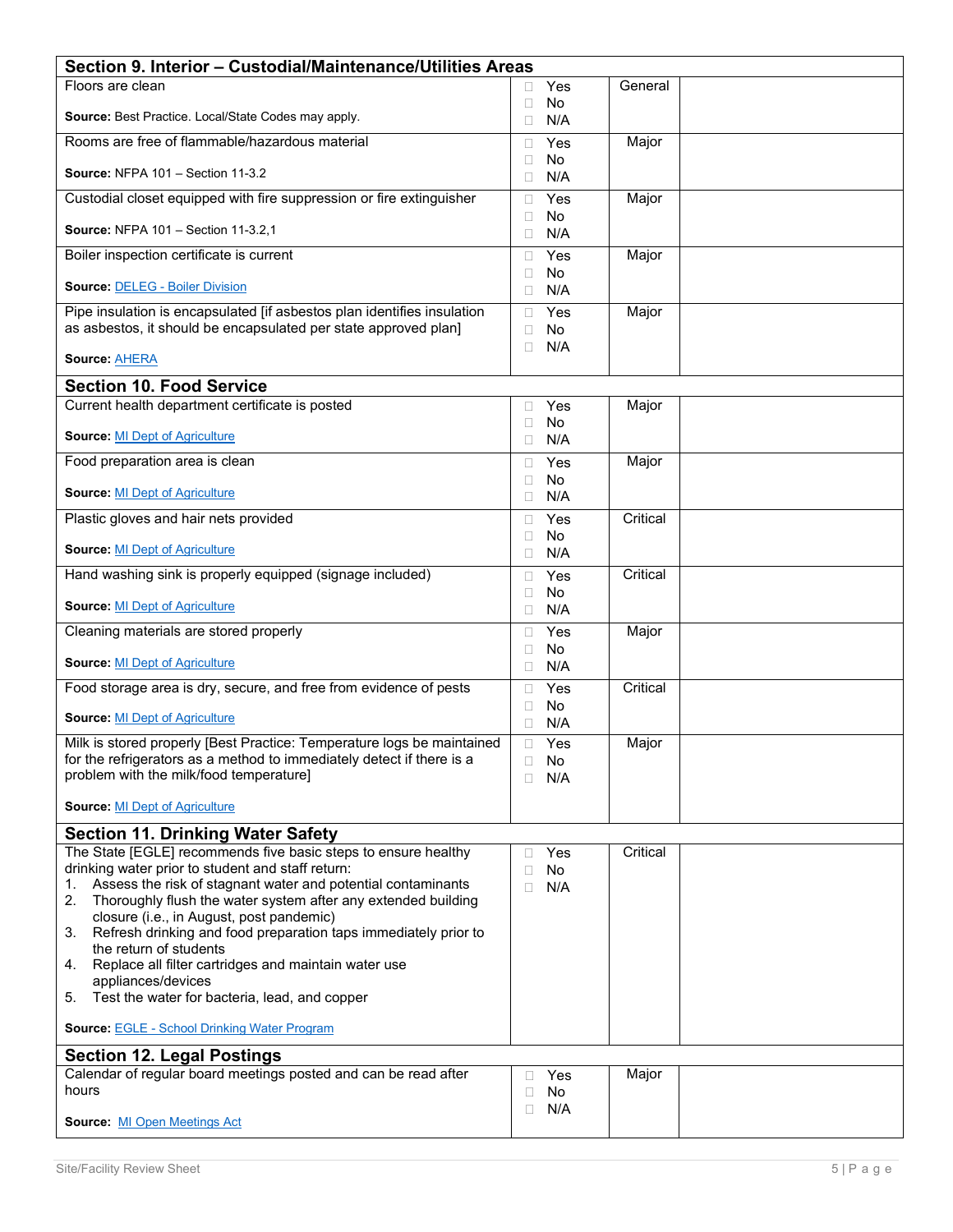| Section 9. Interior – Custodial/Maintenance/Utilities Areas | | | |
|---|---|---|---|
| Floors are clean<br><br>**Source:** Best Practice. Local/State Codes may apply. | ☐ Yes<br>☐ No<br>☐ N/A | General | |
| Rooms are free of flammable/hazardous material<br><br>**Source:** NFPA 101 – Section 11-3.2 | ☐ Yes<br>☐ No<br>☐ N/A | Major | |
| Custodial closet equipped with fire suppression or fire extinguisher<br><br>**Source:** NFPA 101 – Section 11-3.2,1 | ☐ Yes<br>☐ No<br>☐ N/A | Major | |
| Boiler inspection certificate is current<br><br>**Source:** DELEG - Boiler Division | ☐ Yes<br>☐ No<br>☐ N/A | Major | |
| Pipe insulation is encapsulated [if asbestos plan identifies insulation as asbestos, it should be encapsulated per state approved plan]<br><br>**Source:** AHERA | ☐ Yes<br>☐ No<br>☐ N/A | Major | |
| **Section 10. Food Service** | | | |
| Current health department certificate is posted<br><br>**Source:** MI Dept of Agriculture | ☐ Yes<br>☐ No<br>☐ N/A | Major | |
| Food preparation area is clean<br><br>**Source:** MI Dept of Agriculture | ☐ Yes<br>☐ No<br>☐ N/A | Major | |
| Plastic gloves and hair nets provided<br><br>**Source:** MI Dept of Agriculture | ☐ Yes<br>☐ No<br>☐ N/A | Critical | |
| Hand washing sink is properly equipped (signage included)<br><br>**Source:** MI Dept of Agriculture | ☐ Yes<br>☐ No<br>☐ N/A | Critical | |
| Cleaning materials are stored properly<br><br>**Source:** MI Dept of Agriculture | ☐ Yes<br>☐ No<br>☐ N/A | Major | |
| Food storage area is dry, secure, and free from evidence of pests<br><br>**Source:** MI Dept of Agriculture | ☐ Yes<br>☐ No<br>☐ N/A | Critical | |
| Milk is stored properly [Best Practice: Temperature logs be maintained for the refrigerators as a method to immediately detect if there is a problem with the milk/food temperature]<br><br>**Source:** MI Dept of Agriculture | ☐ Yes<br>☐ No<br>☐ N/A | Major | |
| **Section 11. Drinking Water Safety** | | | |
| The State [EGLE] recommends five basic steps to ensure healthy drinking water prior to student and staff return:<br>1. Assess the risk of stagnant water and potential contaminants<br>2. Thoroughly flush the water system after any extended building closure (i.e., in August, post pandemic)<br>3. Refresh drinking and food preparation taps immediately prior to the return of students<br>4. Replace all filter cartridges and maintain water use appliances/devices<br>5. Test the water for bacteria, lead, and copper<br><br>**Source:** EGLE - School Drinking Water Program | ☐ Yes<br>☐ No<br>☐ N/A | Critical | |
| **Section 12. Legal Postings** | | | |
| Calendar of regular board meetings posted and can be read after hours<br><br>**Source:** MI Open Meetings Act | ☐ Yes<br>☐ No<br>☐ N/A | Major | |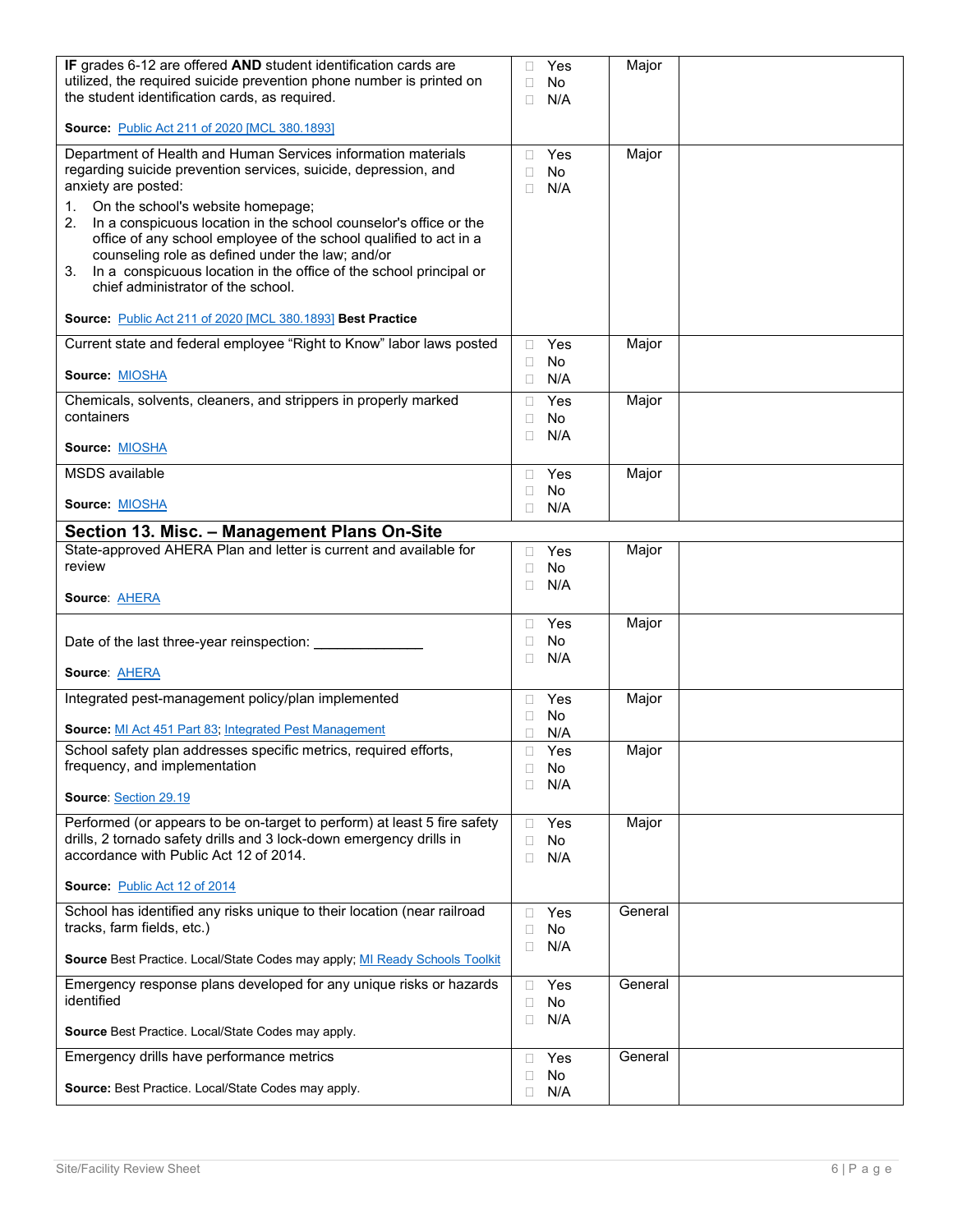| | | | |
|---|---|---|---|
| **IF** grades 6-12 are offered **AND** student identification cards are utilized, the required suicide prevention phone number is printed on the student identification cards, as required.<br><br>**Source:** Public Act 211 of 2020 [MCL 380.1893] | ☐ Yes<br>☐ No<br>☐ N/A | Major | |
| Department of Health and Human Services information materials regarding suicide prevention services, suicide, depression, and anxiety are posted:<br>1. On the school's website homepage;<br>2. In a conspicuous location in the school counselor's office or the office of any school employee of the school qualified to act in a counseling role as defined under the law; and/or<br>3. In a conspicuous location in the office of the school principal or chief administrator of the school.<br><br>**Source:** Public Act 211 of 2020 [MCL 380.1893] **Best Practice** | ☐ Yes<br>☐ No<br>☐ N/A | Major | |
| Current state and federal employee "Right to Know" labor laws posted<br><br>**Source:** MIOSHA | ☐ Yes<br>☐ No<br>☐ N/A | Major | |
| Chemicals, solvents, cleaners, and strippers in properly marked containers<br><br>**Source:** MIOSHA | ☐ Yes<br>☐ No<br>☐ N/A | Major | |
| MSDS available<br><br>**Source:** MIOSHA | ☐ Yes<br>☐ No<br>☐ N/A | Major | |
| **Section 13. Misc. – Management Plans On-Site** | | | |
| State-approved AHERA Plan and letter is current and available for review<br><br>**Source**: AHERA | ☐ Yes<br>☐ No<br>☐ N/A | Major | |
| Date of the last three-year reinspection: ______________<br><br>**Source**: AHERA | ☐ Yes<br>☐ No<br>☐ N/A | Major | |
| Integrated pest-management policy/plan implemented<br><br>**Source:** MI Act 451 Part 83; Integrated Pest Management | ☐ Yes<br>☐ No<br>☐ N/A | Major | |
| School safety plan addresses specific metrics, required efforts, frequency, and implementation<br><br>**Source**: Section 29.19 | ☐ Yes<br>☐ No<br>☐ N/A | Major | |
| Performed (or appears to be on-target to perform) at least 5 fire safety drills, 2 tornado safety drills and 3 lock-down emergency drills in accordance with Public Act 12 of 2014.<br><br>**Source:** Public Act 12 of 2014 | ☐ Yes<br>☐ No<br>☐ N/A | Major | |
| School has identified any risks unique to their location (near railroad tracks, farm fields, etc.)<br><br>**Source** Best Practice. Local/State Codes may apply; MI Ready Schools Toolkit | ☐ Yes<br>☐ No<br>☐ N/A | General | |
| Emergency response plans developed for any unique risks or hazards identified<br><br>**Source** Best Practice. Local/State Codes may apply. | ☐ Yes<br>☐ No<br>☐ N/A | General | |
| Emergency drills have performance metrics<br><br>**Source:** Best Practice. Local/State Codes may apply. | ☐ Yes<br>☐ No<br>☐ N/A | General | |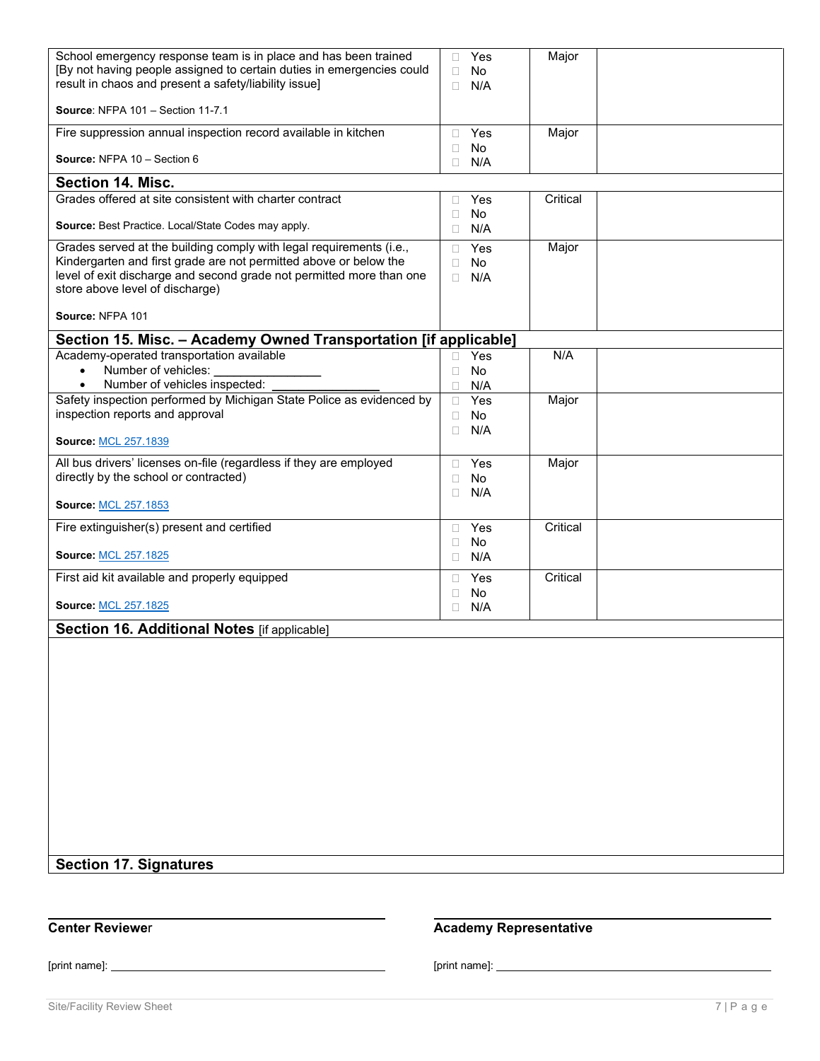| | | | |
|---|---|---|---|
| School emergency response team is in place and has been trained [By not having people assigned to certain duties in emergencies could result in chaos and present a safety/liability issue]<br><br>**Source**: NFPA 101 – Section 11-7.1 | ☐ Yes<br>☐ No<br>☐ N/A | Major | |
| Fire suppression annual inspection record available in kitchen<br><br>**Source:** NFPA 10 – Section 6 | ☐ Yes<br>☐ No<br>☐ N/A | Major | |
| **Section 14. Misc.** | | | |
| Grades offered at site consistent with charter contract<br><br>**Source:** Best Practice. Local/State Codes may apply. | ☐ Yes<br>☐ No<br>☐ N/A | Critical | |
| Grades served at the building comply with legal requirements (i.e., Kindergarten and first grade are not permitted above or below the level of exit discharge and second grade not permitted more than one store above level of discharge)<br><br>**Source:** NFPA 101 | ☐ Yes<br>☐ No<br>☐ N/A | Major | |
| **Section 15. Misc. – Academy Owned Transportation [if applicable]** | | | |
| Academy-operated transportation available<br>• Number of vehicles: ________________<br>• Number of vehicles inspected: ________________ | ☐ Yes<br>☐ No<br>☐ N/A | N/A | |
| Safety inspection performed by Michigan State Police as evidenced by inspection reports and approval<br><br>**Source:** MCL 257.1839 | ☐ Yes<br>☐ No<br>☐ N/A | Major | |
| All bus drivers' licenses on-file (regardless if they are employed directly by the school or contracted)<br><br>**Source:** MCL 257.1853 | ☐ Yes<br>☐ No<br>☐ N/A | Major | |
| Fire extinguisher(s) present and certified<br><br>**Source:** MCL 257.1825 | ☐ Yes<br>☐ No<br>☐ N/A | Critical | |
| First aid kit available and properly equipped<br><br>**Source:** MCL 257.1825 | ☐ Yes<br>☐ No<br>☐ N/A | Critical | |

## Section 16. Additional Notes [if applicable]

## Section 17. Signatures

**Center Reviewer**

[print name]: ________________________________

**Academy Representative**

[print name]: ________________________________